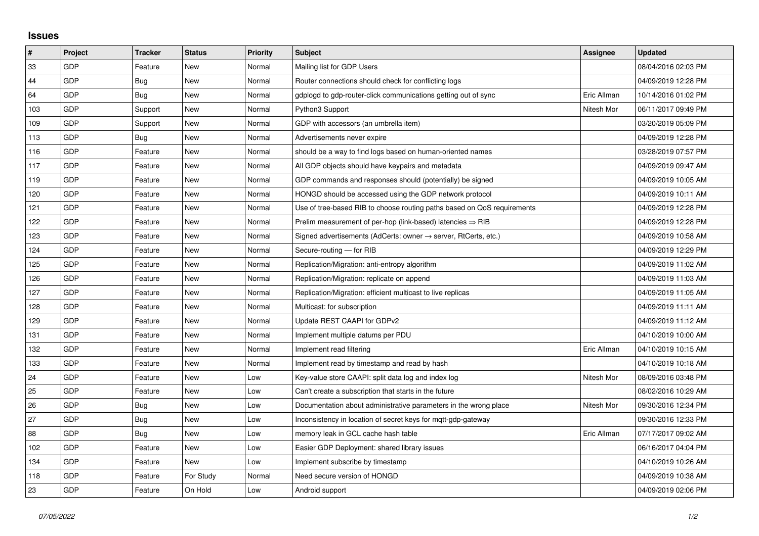## Issues

| # | Project | Tracker | Status | Priority | Subject | Assignee | Updated |
|---|---|---|---|---|---|---|---|
| 33 | GDP | Feature | New | Normal | Mailing list for GDP Users | | 08/04/2016 02:03 PM |
| 44 | GDP | Bug | New | Normal | Router connections should check for conflicting logs | | 04/09/2019 12:28 PM |
| 64 | GDP | Bug | New | Normal | gdplogd to gdp-router-click communications getting out of sync | Eric Allman | 10/14/2016 01:02 PM |
| 103 | GDP | Support | New | Normal | Python3 Support | Nitesh Mor | 06/11/2017 09:49 PM |
| 109 | GDP | Support | New | Normal | GDP with accessors (an umbrella item) | | 03/20/2019 05:09 PM |
| 113 | GDP | Bug | New | Normal | Advertisements never expire | | 04/09/2019 12:28 PM |
| 116 | GDP | Feature | New | Normal | should be a way to find logs based on human-oriented names | | 03/28/2019 07:57 PM |
| 117 | GDP | Feature | New | Normal | All GDP objects should have keypairs and metadata | | 04/09/2019 09:47 AM |
| 119 | GDP | Feature | New | Normal | GDP commands and responses should (potentially) be signed | | 04/09/2019 10:05 AM |
| 120 | GDP | Feature | New | Normal | HONGD should be accessed using the GDP network protocol | | 04/09/2019 10:11 AM |
| 121 | GDP | Feature | New | Normal | Use of tree-based RIB to choose routing paths based on QoS requirements | | 04/09/2019 12:28 PM |
| 122 | GDP | Feature | New | Normal | Prelim measurement of per-hop (link-based) latencies ⇒ RIB | | 04/09/2019 12:28 PM |
| 123 | GDP | Feature | New | Normal | Signed advertisements (AdCerts: owner → server, RtCerts, etc.) | | 04/09/2019 10:58 AM |
| 124 | GDP | Feature | New | Normal | Secure-routing — for RIB | | 04/09/2019 12:29 PM |
| 125 | GDP | Feature | New | Normal | Replication/Migration: anti-entropy algorithm | | 04/09/2019 11:02 AM |
| 126 | GDP | Feature | New | Normal | Replication/Migration: replicate on append | | 04/09/2019 11:03 AM |
| 127 | GDP | Feature | New | Normal | Replication/Migration: efficient multicast to live replicas | | 04/09/2019 11:05 AM |
| 128 | GDP | Feature | New | Normal | Multicast: for subscription | | 04/09/2019 11:11 AM |
| 129 | GDP | Feature | New | Normal | Update REST CAAPI for GDPv2 | | 04/09/2019 11:12 AM |
| 131 | GDP | Feature | New | Normal | Implement multiple datums per PDU | | 04/10/2019 10:00 AM |
| 132 | GDP | Feature | New | Normal | Implement read filtering | Eric Allman | 04/10/2019 10:15 AM |
| 133 | GDP | Feature | New | Normal | Implement read by timestamp and read by hash | | 04/10/2019 10:18 AM |
| 24 | GDP | Feature | New | Low | Key-value store CAAPI: split data log and index log | Nitesh Mor | 08/09/2016 03:48 PM |
| 25 | GDP | Feature | New | Low | Can't create a subscription that starts in the future | | 08/02/2016 10:29 AM |
| 26 | GDP | Bug | New | Low | Documentation about administrative parameters in the wrong place | Nitesh Mor | 09/30/2016 12:34 PM |
| 27 | GDP | Bug | New | Low | Inconsistency in location of secret keys for mqtt-gdp-gateway | | 09/30/2016 12:33 PM |
| 88 | GDP | Bug | New | Low | memory leak in GCL cache hash table | Eric Allman | 07/17/2017 09:02 AM |
| 102 | GDP | Feature | New | Low | Easier GDP Deployment: shared library issues | | 06/16/2017 04:04 PM |
| 134 | GDP | Feature | New | Low | Implement subscribe by timestamp | | 04/10/2019 10:26 AM |
| 118 | GDP | Feature | For Study | Normal | Need secure version of HONGD | | 04/09/2019 10:38 AM |
| 23 | GDP | Feature | On Hold | Low | Android support | | 04/09/2019 02:06 PM |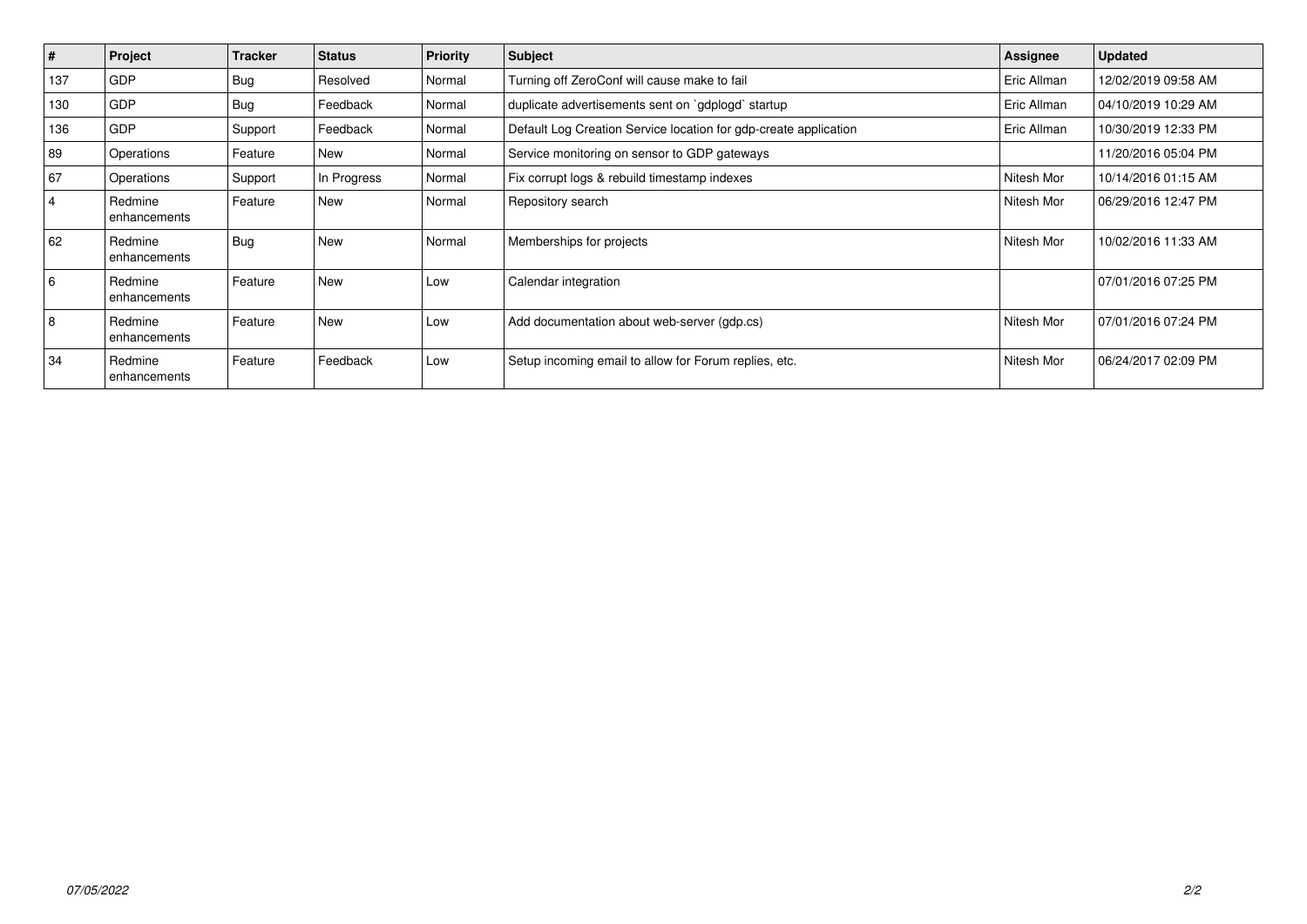| # | Project | Tracker | Status | Priority | Subject | Assignee | Updated |
|---|---|---|---|---|---|---|---|
| 137 | GDP | Bug | Resolved | Normal | Turning off ZeroConf will cause make to fail | Eric Allman | 12/02/2019 09:58 AM |
| 130 | GDP | Bug | Feedback | Normal | duplicate advertisements sent on `gdplogd` startup | Eric Allman | 04/10/2019 10:29 AM |
| 136 | GDP | Support | Feedback | Normal | Default Log Creation Service location for gdp-create application | Eric Allman | 10/30/2019 12:33 PM |
| 89 | Operations | Feature | New | Normal | Service monitoring on sensor to GDP gateways | | 11/20/2016 05:04 PM |
| 67 | Operations | Support | In Progress | Normal | Fix corrupt logs & rebuild timestamp indexes | Nitesh Mor | 10/14/2016 01:15 AM |
| 4 | Redmine enhancements | Feature | New | Normal | Repository search | Nitesh Mor | 06/29/2016 12:47 PM |
| 62 | Redmine enhancements | Bug | New | Normal | Memberships for projects | Nitesh Mor | 10/02/2016 11:33 AM |
| 6 | Redmine enhancements | Feature | New | Low | Calendar integration | | 07/01/2016 07:25 PM |
| 8 | Redmine enhancements | Feature | New | Low | Add documentation about web-server (gdp.cs) | Nitesh Mor | 07/01/2016 07:24 PM |
| 34 | Redmine enhancements | Feature | Feedback | Low | Setup incoming email to allow for Forum replies, etc. | Nitesh Mor | 06/24/2017 02:09 PM |